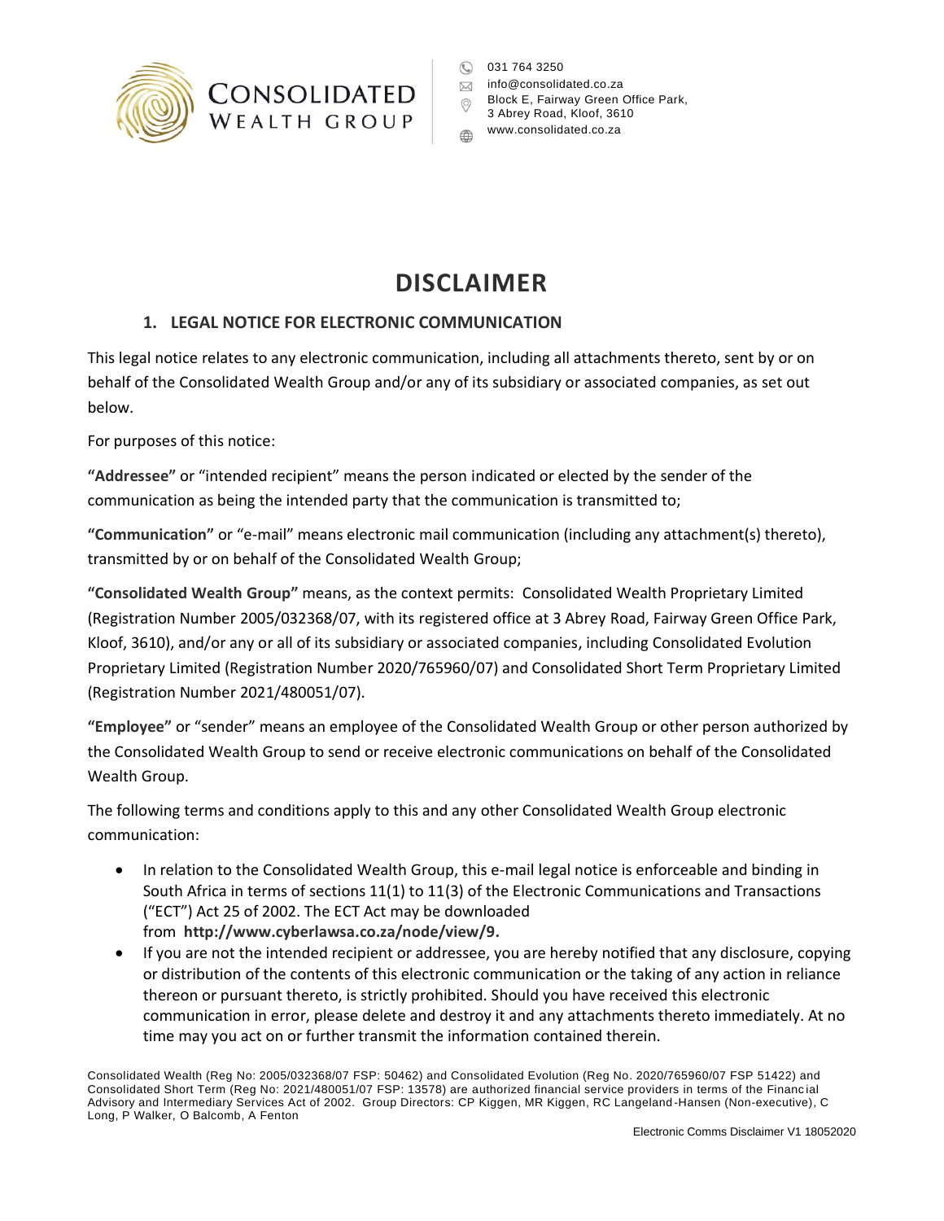CONSOLIDATED
WEALTH GROUP

031 764 3250
info@consolidated.co.za
Block E, Fairway Green Office Park,
3 Abrey Road, Kloof, 3610
www.consolidated.co.za

# DISCLAIMER

## 1. LEGAL NOTICE FOR ELECTRONIC COMMUNICATION

This legal notice relates to any electronic communication, including all attachments thereto, sent by or on behalf of the Consolidated Wealth Group and/or any of its subsidiary or associated companies, as set out below.

For purposes of this notice:

**"Addressee"** or "intended recipient" means the person indicated or elected by the sender of the communication as being the intended party that the communication is transmitted to;

**"Communication"** or "e-mail" means electronic mail communication (including any attachment(s) thereto), transmitted by or on behalf of the Consolidated Wealth Group;

**"Consolidated Wealth Group"** means, as the context permits: Consolidated Wealth Proprietary Limited (Registration Number 2005/032368/07, with its registered office at 3 Abrey Road, Fairway Green Office Park, Kloof, 3610), and/or any or all of its subsidiary or associated companies, including Consolidated Evolution Proprietary Limited (Registration Number 2020/765960/07) and Consolidated Short Term Proprietary Limited (Registration Number 2021/480051/07).

**"Employee"** or "sender" means an employee of the Consolidated Wealth Group or other person authorized by the Consolidated Wealth Group to send or receive electronic communications on behalf of the Consolidated Wealth Group.

The following terms and conditions apply to this and any other Consolidated Wealth Group electronic communication:

- In relation to the Consolidated Wealth Group, this e-mail legal notice is enforceable and binding in South Africa in terms of sections 11(1) to 11(3) of the Electronic Communications and Transactions ("ECT") Act 25 of 2002. The ECT Act may be downloaded from **http://www.cyberlawsa.co.za/node/view/9.**
- If you are not the intended recipient or addressee, you are hereby notified that any disclosure, copying or distribution of the contents of this electronic communication or the taking of any action in reliance thereon or pursuant thereto, is strictly prohibited. Should you have received this electronic communication in error, please delete and destroy it and any attachments thereto immediately. At no time may you act on or further transmit the information contained therein.

Consolidated Wealth (Reg No: 2005/032368/07 FSP: 50462) and Consolidated Evolution (Reg No. 2020/765960/07 FSP 51422) and Consolidated Short Term (Reg No: 2021/480051/07 FSP: 13578) are authorized financial service providers in terms of the Financial Advisory and Intermediary Services Act of 2002. Group Directors: CP Kiggen, MR Kiggen, RC Langeland-Hansen (Non-executive), C Long, P Walker, O Balcomb, A Fenton

Electronic Comms Disclaimer V1 18052020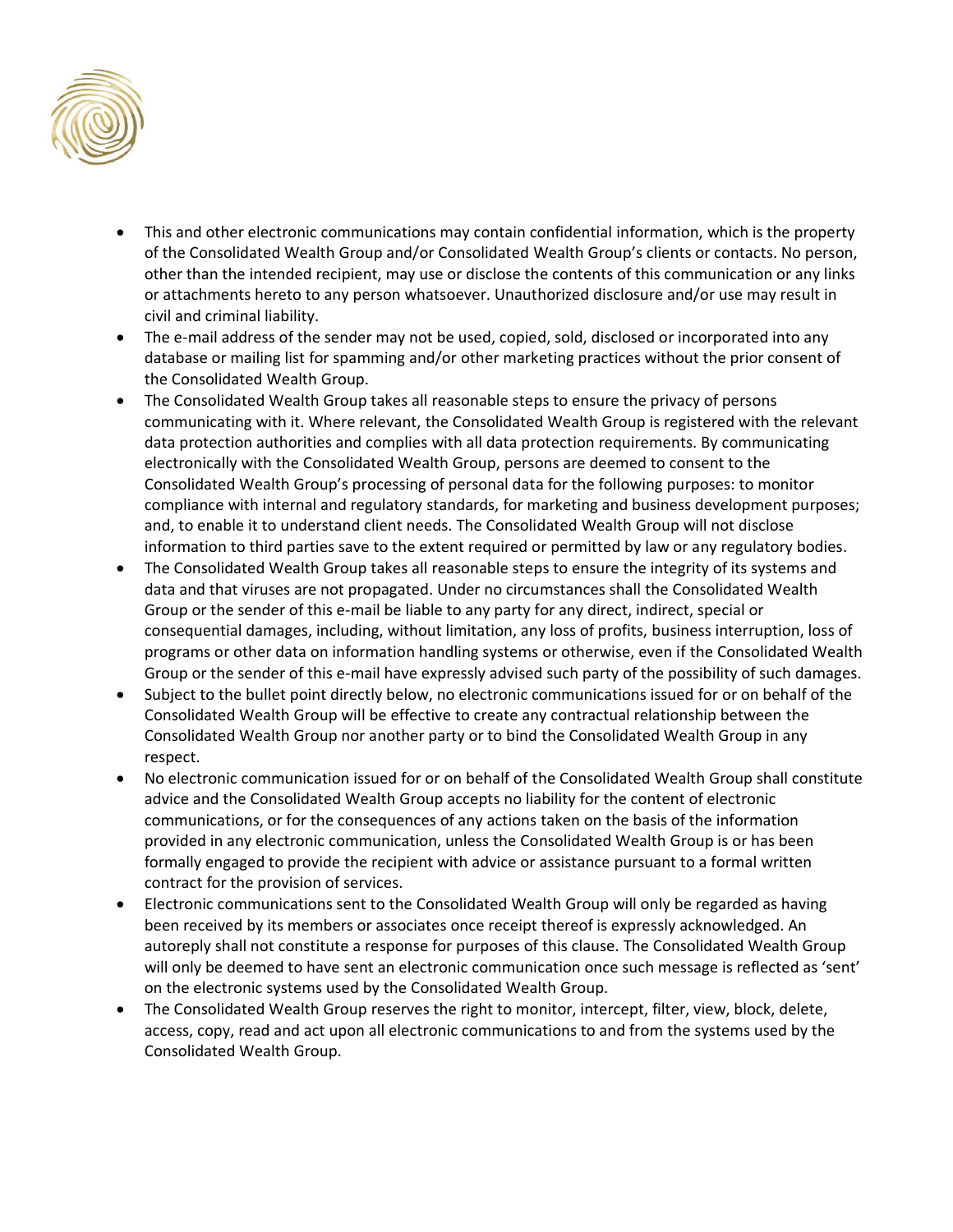- This and other electronic communications may contain confidential information, which is the property of the Consolidated Wealth Group and/or Consolidated Wealth Group's clients or contacts. No person, other than the intended recipient, may use or disclose the contents of this communication or any links or attachments hereto to any person whatsoever. Unauthorized disclosure and/or use may result in civil and criminal liability.
- The e-mail address of the sender may not be used, copied, sold, disclosed or incorporated into any database or mailing list for spamming and/or other marketing practices without the prior consent of the Consolidated Wealth Group.
- The Consolidated Wealth Group takes all reasonable steps to ensure the privacy of persons communicating with it. Where relevant, the Consolidated Wealth Group is registered with the relevant data protection authorities and complies with all data protection requirements. By communicating electronically with the Consolidated Wealth Group, persons are deemed to consent to the Consolidated Wealth Group's processing of personal data for the following purposes: to monitor compliance with internal and regulatory standards, for marketing and business development purposes; and, to enable it to understand client needs. The Consolidated Wealth Group will not disclose information to third parties save to the extent required or permitted by law or any regulatory bodies.
- The Consolidated Wealth Group takes all reasonable steps to ensure the integrity of its systems and data and that viruses are not propagated. Under no circumstances shall the Consolidated Wealth Group or the sender of this e-mail be liable to any party for any direct, indirect, special or consequential damages, including, without limitation, any loss of profits, business interruption, loss of programs or other data on information handling systems or otherwise, even if the Consolidated Wealth Group or the sender of this e-mail have expressly advised such party of the possibility of such damages.
- Subject to the bullet point directly below, no electronic communications issued for or on behalf of the Consolidated Wealth Group will be effective to create any contractual relationship between the Consolidated Wealth Group nor another party or to bind the Consolidated Wealth Group in any respect.
- No electronic communication issued for or on behalf of the Consolidated Wealth Group shall constitute advice and the Consolidated Wealth Group accepts no liability for the content of electronic communications, or for the consequences of any actions taken on the basis of the information provided in any electronic communication, unless the Consolidated Wealth Group is or has been formally engaged to provide the recipient with advice or assistance pursuant to a formal written contract for the provision of services.
- Electronic communications sent to the Consolidated Wealth Group will only be regarded as having been received by its members or associates once receipt thereof is expressly acknowledged. An autoreply shall not constitute a response for purposes of this clause. The Consolidated Wealth Group will only be deemed to have sent an electronic communication once such message is reflected as 'sent' on the electronic systems used by the Consolidated Wealth Group.
- The Consolidated Wealth Group reserves the right to monitor, intercept, filter, view, block, delete, access, copy, read and act upon all electronic communications to and from the systems used by the Consolidated Wealth Group.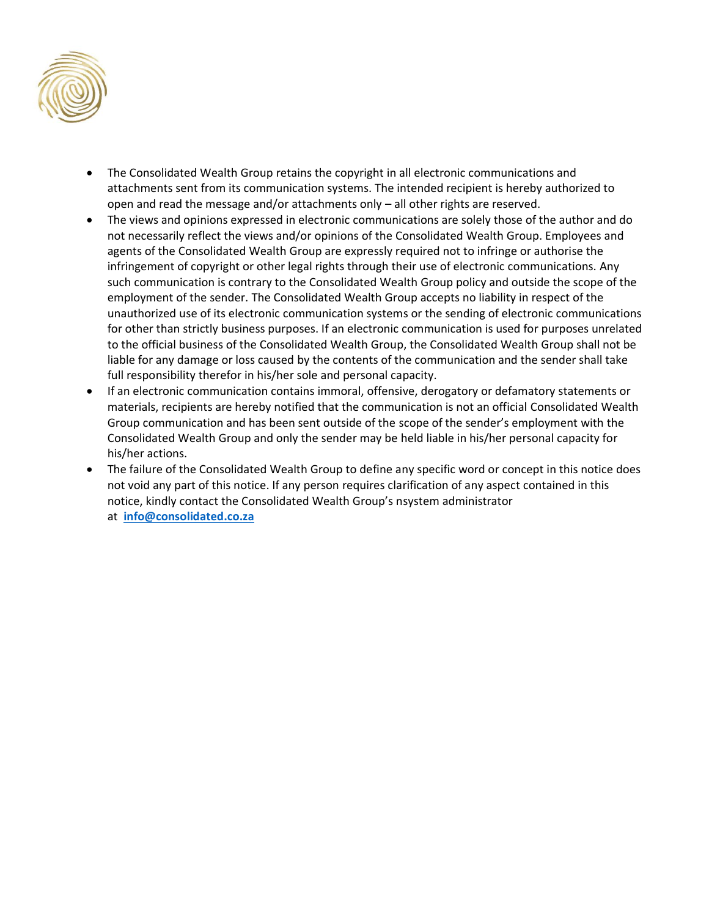- The Consolidated Wealth Group retains the copyright in all electronic communications and attachments sent from its communication systems. The intended recipient is hereby authorized to open and read the message and/or attachments only – all other rights are reserved.
- The views and opinions expressed in electronic communications are solely those of the author and do not necessarily reflect the views and/or opinions of the Consolidated Wealth Group. Employees and agents of the Consolidated Wealth Group are expressly required not to infringe or authorise the infringement of copyright or other legal rights through their use of electronic communications. Any such communication is contrary to the Consolidated Wealth Group policy and outside the scope of the employment of the sender. The Consolidated Wealth Group accepts no liability in respect of the unauthorized use of its electronic communication systems or the sending of electronic communications for other than strictly business purposes. If an electronic communication is used for purposes unrelated to the official business of the Consolidated Wealth Group, the Consolidated Wealth Group shall not be liable for any damage or loss caused by the contents of the communication and the sender shall take full responsibility therefor in his/her sole and personal capacity.
- If an electronic communication contains immoral, offensive, derogatory or defamatory statements or materials, recipients are hereby notified that the communication is not an official Consolidated Wealth Group communication and has been sent outside of the scope of the sender's employment with the Consolidated Wealth Group and only the sender may be held liable in his/her personal capacity for his/her actions.
- The failure of the Consolidated Wealth Group to define any specific word or concept in this notice does not void any part of this notice. If any person requires clarification of any aspect contained in this notice, kindly contact the Consolidated Wealth Group's nsystem administrator at **info@consolidated.co.za**